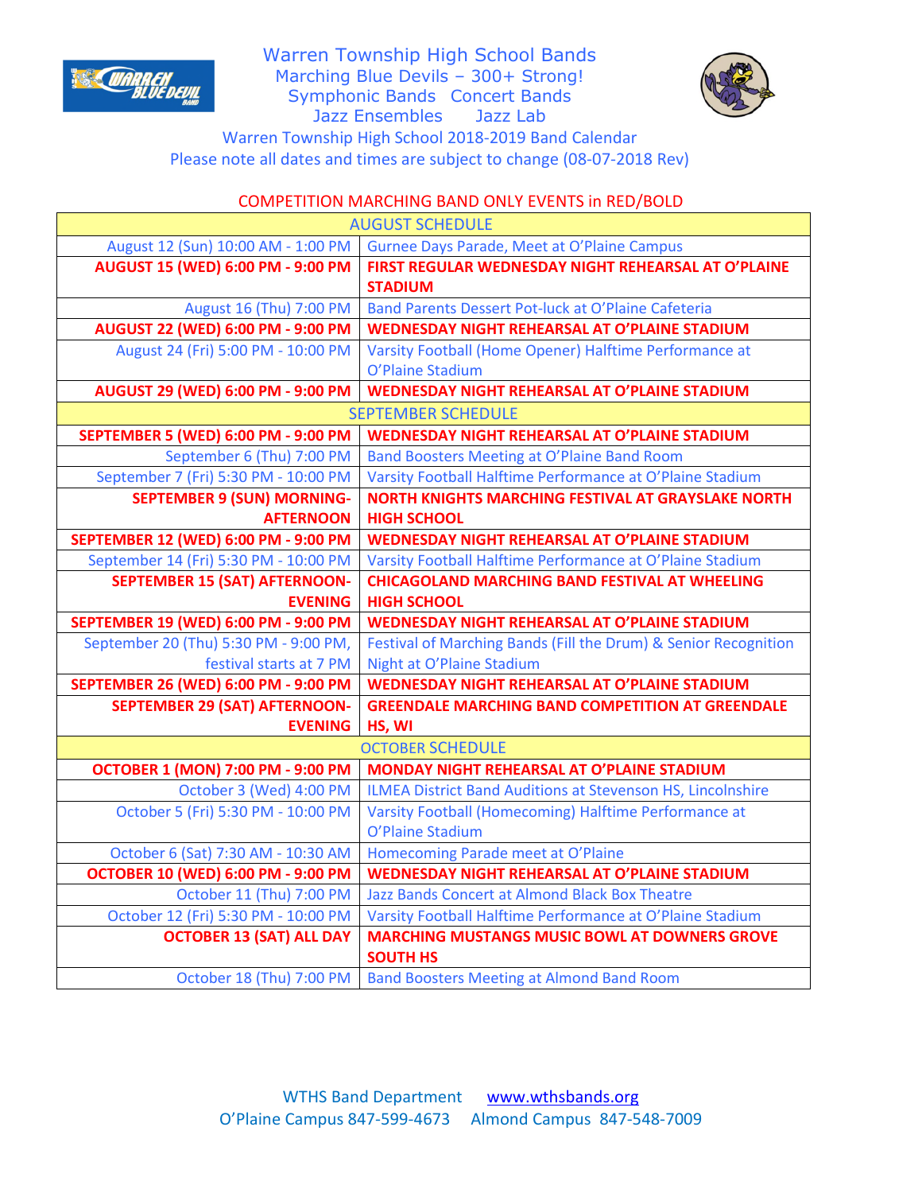# Warren Township High School Bands

Marching Blue Devils – 300+ Strong!
Symphonic Bands Concert Bands
Jazz Ensembles Jazz Lab

Warren Township High School 2018-2019 Band Calendar
Please note all dates and times are subject to change (08-07-2018 Rev)

COMPETITION MARCHING BAND ONLY EVENTS in RED/BOLD

| AUGUST SCHEDULE | |
|---|---|
| August 12 (Sun) 10:00 AM - 1:00 PM | Gurnee Days Parade, Meet at O'Plaine Campus |
| **AUGUST 15 (WED) 6:00 PM - 9:00 PM** | **FIRST REGULAR WEDNESDAY NIGHT REHEARSAL AT O'PLAINE STADIUM** |
| August 16 (Thu) 7:00 PM | Band Parents Dessert Pot-luck at O'Plaine Cafeteria |
| **AUGUST 22 (WED) 6:00 PM - 9:00 PM** | **WEDNESDAY NIGHT REHEARSAL AT O'PLAINE STADIUM** |
| August 24 (Fri) 5:00 PM - 10:00 PM | Varsity Football (Home Opener) Halftime Performance at O'Plaine Stadium |
| **AUGUST 29 (WED) 6:00 PM - 9:00 PM** | **WEDNESDAY NIGHT REHEARSAL AT O'PLAINE STADIUM** |
| SEPTEMBER SCHEDULE | |
| **SEPTEMBER 5 (WED) 6:00 PM - 9:00 PM** | **WEDNESDAY NIGHT REHEARSAL AT O'PLAINE STADIUM** |
| September 6 (Thu) 7:00 PM | Band Boosters Meeting at O'Plaine Band Room |
| September 7 (Fri) 5:30 PM - 10:00 PM | Varsity Football Halftime Performance at O'Plaine Stadium |
| **SEPTEMBER 9 (SUN) MORNING-AFTERNOON** | **NORTH KNIGHTS MARCHING FESTIVAL AT GRAYSLAKE NORTH HIGH SCHOOL** |
| **SEPTEMBER 12 (WED) 6:00 PM - 9:00 PM** | **WEDNESDAY NIGHT REHEARSAL AT O'PLAINE STADIUM** |
| September 14 (Fri) 5:30 PM - 10:00 PM | Varsity Football Halftime Performance at O'Plaine Stadium |
| **SEPTEMBER 15 (SAT) AFTERNOON-EVENING** | **CHICAGOLAND MARCHING BAND FESTIVAL AT WHEELING HIGH SCHOOL** |
| **SEPTEMBER 19 (WED) 6:00 PM - 9:00 PM** | **WEDNESDAY NIGHT REHEARSAL AT O'PLAINE STADIUM** |
| September 20 (Thu) 5:30 PM - 9:00 PM, festival starts at 7 PM | Festival of Marching Bands (Fill the Drum) & Senior Recognition Night at O'Plaine Stadium |
| **SEPTEMBER 26 (WED) 6:00 PM - 9:00 PM** | **WEDNESDAY NIGHT REHEARSAL AT O'PLAINE STADIUM** |
| **SEPTEMBER 29 (SAT) AFTERNOON-EVENING** | **GREENDALE MARCHING BAND COMPETITION AT GREENDALE HS, WI** |
| OCTOBER SCHEDULE | |
| **OCTOBER 1 (MON) 7:00 PM - 9:00 PM** | **MONDAY NIGHT REHEARSAL AT O'PLAINE STADIUM** |
| October 3 (Wed) 4:00 PM | ILMEA District Band Auditions at Stevenson HS, Lincolnshire |
| October 5 (Fri) 5:30 PM - 10:00 PM | Varsity Football (Homecoming) Halftime Performance at O'Plaine Stadium |
| October 6 (Sat) 7:30 AM - 10:30 AM | Homecoming Parade meet at O'Plaine |
| **OCTOBER 10 (WED) 6:00 PM - 9:00 PM** | **WEDNESDAY NIGHT REHEARSAL AT O'PLAINE STADIUM** |
| October 11 (Thu) 7:00 PM | Jazz Bands Concert at Almond Black Box Theatre |
| October 12 (Fri) 5:30 PM - 10:00 PM | Varsity Football Halftime Performance at O'Plaine Stadium |
| **OCTOBER 13 (SAT) ALL DAY** | **MARCHING MUSTANGS MUSIC BOWL AT DOWNERS GROVE SOUTH HS** |
| October 18 (Thu) 7:00 PM | Band Boosters Meeting at Almond Band Room |

WTHS Band Department www.wthsbands.org
O'Plaine Campus 847-599-4673 Almond Campus 847-548-7009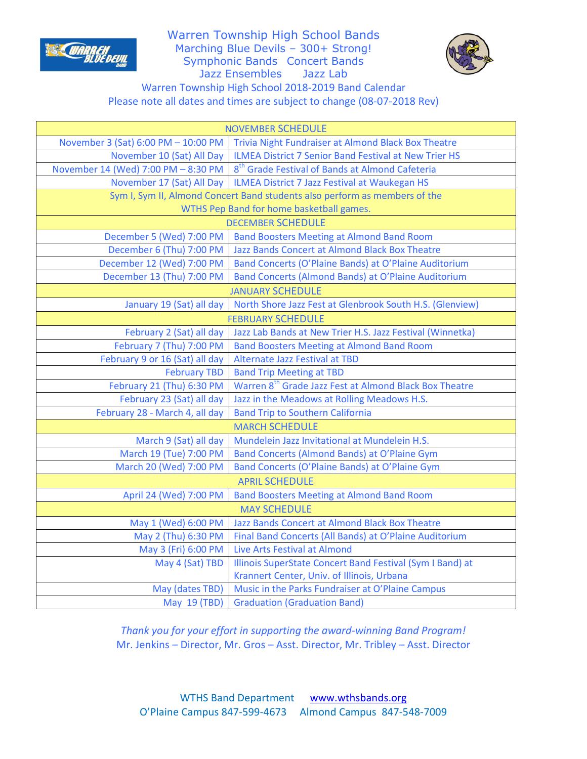# Warren Township High School Bands

Marching Blue Devils – 300+ Strong!
Symphonic Bands   Concert Bands
Jazz Ensembles   Jazz Lab

Warren Township High School 2018-2019 Band Calendar
Please note all dates and times are subject to change (08-07-2018 Rev)

| | |
|---|---|
| **NOVEMBER SCHEDULE** | |
| November 3 (Sat) 6:00 PM – 10:00 PM | Trivia Night Fundraiser at Almond Black Box Theatre |
| November 10 (Sat) All Day | ILMEA District 7 Senior Band Festival at New Trier HS |
| November 14 (Wed) 7:00 PM – 8:30 PM | 8th Grade Festival of Bands at Almond Cafeteria |
| November 17 (Sat) All Day | ILMEA District 7 Jazz Festival at Waukegan HS |
| Sym I, Sym II, Almond Concert Band students also perform as members of the WTHS Pep Band for home basketball games. | |
| **DECEMBER SCHEDULE** | |
| December 5 (Wed) 7:00 PM | Band Boosters Meeting at Almond Band Room |
| December 6 (Thu) 7:00 PM | Jazz Bands Concert at Almond Black Box Theatre |
| December 12 (Wed) 7:00 PM | Band Concerts (O'Plaine Bands) at O'Plaine Auditorium |
| December 13 (Thu) 7:00 PM | Band Concerts (Almond Bands) at O'Plaine Auditorium |
| **JANUARY SCHEDULE** | |
| January 19 (Sat) all day | North Shore Jazz Fest at Glenbrook South H.S. (Glenview) |
| **FEBRUARY SCHEDULE** | |
| February 2 (Sat) all day | Jazz Lab Bands at New Trier H.S. Jazz Festival (Winnetka) |
| February 7 (Thu) 7:00 PM | Band Boosters Meeting at Almond Band Room |
| February 9 or 16 (Sat) all day | Alternate Jazz Festival at TBD |
| February TBD | Band Trip Meeting at TBD |
| February 21 (Thu) 6:30 PM | Warren 8th Grade Jazz Fest at Almond Black Box Theatre |
| February 23 (Sat) all day | Jazz in the Meadows at Rolling Meadows H.S. |
| February 28 - March 4, all day | Band Trip to Southern California |
| **MARCH SCHEDULE** | |
| March 9 (Sat) all day | Mundelein Jazz Invitational at Mundelein H.S. |
| March 19 (Tue) 7:00 PM | Band Concerts (Almond Bands) at O'Plaine Gym |
| March 20 (Wed) 7:00 PM | Band Concerts (O'Plaine Bands) at O'Plaine Gym |
| **APRIL SCHEDULE** | |
| April 24 (Wed) 7:00 PM | Band Boosters Meeting at Almond Band Room |
| **MAY SCHEDULE** | |
| May 1 (Wed) 6:00 PM | Jazz Bands Concert at Almond Black Box Theatre |
| May 2 (Thu) 6:30 PM | Final Band Concerts (All Bands) at O'Plaine Auditorium |
| May 3 (Fri) 6:00 PM | Live Arts Festival at Almond |
| May 4 (Sat) TBD | Illinois SuperState Concert Band Festival (Sym I Band) at Krannert Center, Univ. of Illinois, Urbana |
| May (dates TBD) | Music in the Parks Fundraiser at O'Plaine Campus |
| May 19 (TBD) | Graduation (Graduation Band) |

*Thank you for your effort in supporting the award-winning Band Program!*

Mr. Jenkins – Director, Mr. Gros – Asst. Director, Mr. Tribley – Asst. Director

WTHS Band Department   www.wthsbands.org
O'Plaine Campus 847-599-4673   Almond Campus 847-548-7009